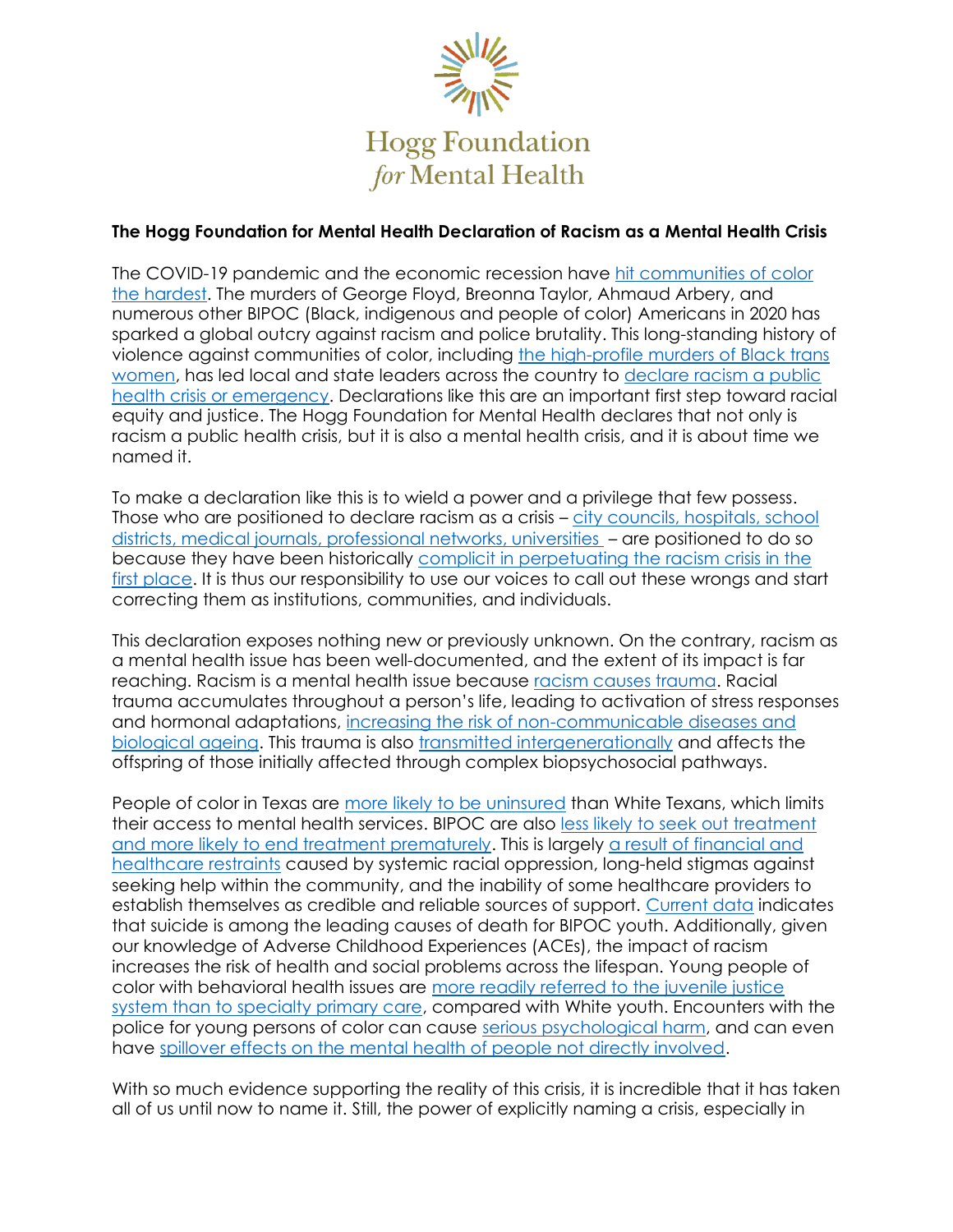Hogg Foundation *for* Mental Health

**The Hogg Foundation for Mental Health Declaration of Racism as a Mental Health Crisis**

The COVID-19 pandemic and the economic recession have hit communities of color the hardest. The murders of George Floyd, Breonna Taylor, Ahmaud Arbery, and numerous other BIPOC (Black, indigenous and people of color) Americans in 2020 has sparked a global outcry against racism and police brutality. This long-standing history of violence against communities of color, including the high-profile murders of Black trans women, has led local and state leaders across the country to declare racism a public health crisis or emergency. Declarations like this are an important first step toward racial equity and justice. The Hogg Foundation for Mental Health declares that not only is racism a public health crisis, but it is also a mental health crisis, and it is about time we named it.

To make a declaration like this is to wield a power and a privilege that few possess. Those who are positioned to declare racism as a crisis – city councils, hospitals, school districts, medical journals, professional networks, universities – are positioned to do so because they have been historically complicit in perpetuating the racism crisis in the first place. It is thus our responsibility to use our voices to call out these wrongs and start correcting them as institutions, communities, and individuals.

This declaration exposes nothing new or previously unknown. On the contrary, racism as a mental health issue has been well-documented, and the extent of its impact is far reaching. Racism is a mental health issue because racism causes trauma. Racial trauma accumulates throughout a person's life, leading to activation of stress responses and hormonal adaptations, increasing the risk of non-communicable diseases and biological ageing. This trauma is also transmitted intergenerationally and affects the offspring of those initially affected through complex biopsychosocial pathways.

People of color in Texas are more likely to be uninsured than White Texans, which limits their access to mental health services. BIPOC are also less likely to seek out treatment and more likely to end treatment prematurely. This is largely a result of financial and healthcare restraints caused by systemic racial oppression, long-held stigmas against seeking help within the community, and the inability of some healthcare providers to establish themselves as credible and reliable sources of support. Current data indicates that suicide is among the leading causes of death for BIPOC youth. Additionally, given our knowledge of Adverse Childhood Experiences (ACEs), the impact of racism increases the risk of health and social problems across the lifespan. Young people of color with behavioral health issues are more readily referred to the juvenile justice system than to specialty primary care, compared with White youth. Encounters with the police for young persons of color can cause serious psychological harm, and can even have spillover effects on the mental health of people not directly involved.

With so much evidence supporting the reality of this crisis, it is incredible that it has taken all of us until now to name it. Still, the power of explicitly naming a crisis, especially in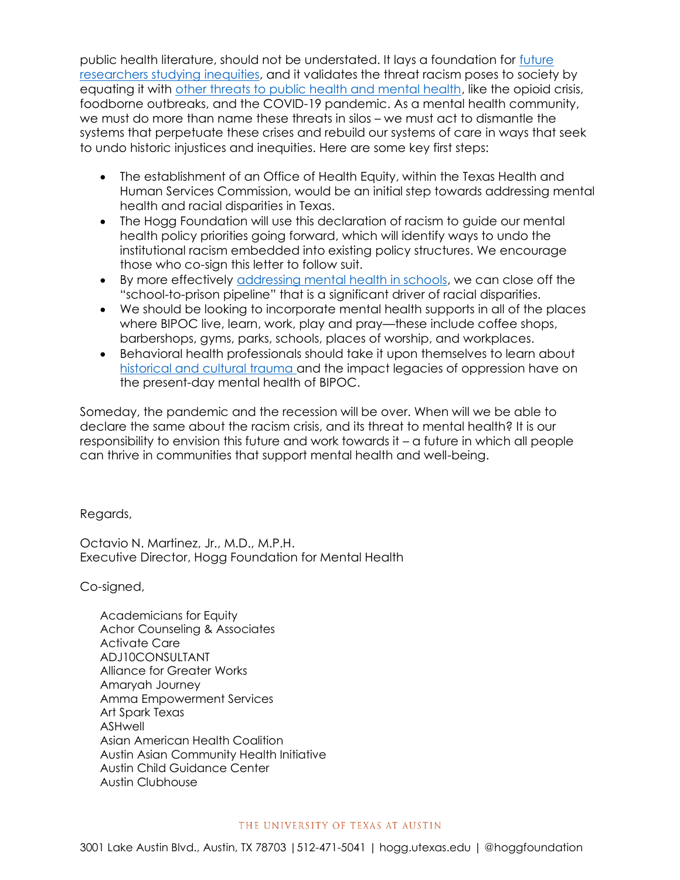public health literature, should not be understated. It lays a foundation for future researchers studying inequities, and it validates the threat racism poses to society by equating it with other threats to public health and mental health, like the opioid crisis, foodborne outbreaks, and the COVID-19 pandemic. As a mental health community, we must do more than name these threats in silos – we must act to dismantle the systems that perpetuate these crises and rebuild our systems of care in ways that seek to undo historic injustices and inequities. Here are some key first steps:

- The establishment of an Office of Health Equity, within the Texas Health and Human Services Commission, would be an initial step towards addressing mental health and racial disparities in Texas.
- The Hogg Foundation will use this declaration of racism to guide our mental health policy priorities going forward, which will identify ways to undo the institutional racism embedded into existing policy structures. We encourage those who co-sign this letter to follow suit.
- By more effectively addressing mental health in schools, we can close off the "school-to-prison pipeline" that is a significant driver of racial disparities.
- We should be looking to incorporate mental health supports in all of the places where BIPOC live, learn, work, play and pray—these include coffee shops, barbershops, gyms, parks, schools, places of worship, and workplaces.
- Behavioral health professionals should take it upon themselves to learn about historical and cultural trauma and the impact legacies of oppression have on the present-day mental health of BIPOC.

Someday, the pandemic and the recession will be over. When will we be able to declare the same about the racism crisis, and its threat to mental health? It is our responsibility to envision this future and work towards it – a future in which all people can thrive in communities that support mental health and well-being.

Regards,

Octavio N. Martinez, Jr., M.D., M.P.H.
Executive Director, Hogg Foundation for Mental Health

Co-signed,

Academicians for Equity
Achor Counseling & Associates
Activate Care
ADJ10CONSULTANT
Alliance for Greater Works
Amaryah Journey
Amma Empowerment Services
Art Spark Texas
ASHwell
Asian American Health Coalition
Austin Asian Community Health Initiative
Austin Child Guidance Center
Austin Clubhouse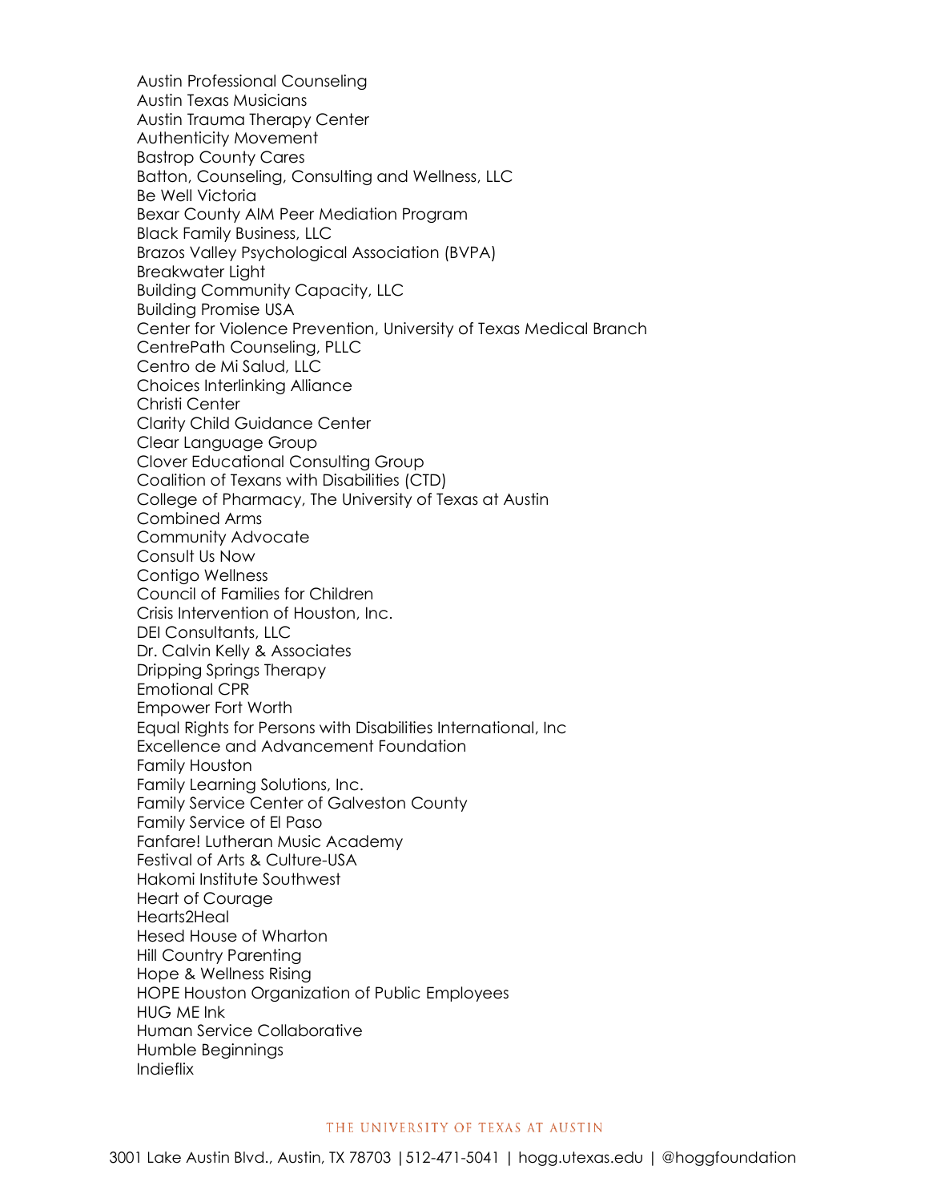Austin Professional Counseling
Austin Texas Musicians
Austin Trauma Therapy Center
Authenticity Movement
Bastrop County Cares
Batton, Counseling, Consulting and Wellness, LLC
Be Well Victoria
Bexar County AIM Peer Mediation Program
Black Family Business, LLC
Brazos Valley Psychological Association (BVPA)
Breakwater Light
Building Community Capacity, LLC
Building Promise USA
Center for Violence Prevention, University of Texas Medical Branch
CentrePath Counseling, PLLC
Centro de Mi Salud, LLC
Choices Interlinking Alliance
Christi Center
Clarity Child Guidance Center
Clear Language Group
Clover Educational Consulting Group
Coalition of Texans with Disabilities (CTD)
College of Pharmacy, The University of Texas at Austin
Combined Arms
Community Advocate
Consult Us Now
Contigo Wellness
Council of Families for Children
Crisis Intervention of Houston, Inc.
DEI Consultants, LLC
Dr. Calvin Kelly & Associates
Dripping Springs Therapy
Emotional CPR
Empower Fort Worth
Equal Rights for Persons with Disabilities International, Inc
Excellence and Advancement Foundation
Family Houston
Family Learning Solutions, Inc.
Family Service Center of Galveston County
Family Service of El Paso
Fanfare! Lutheran Music Academy
Festival of Arts & Culture-USA
Hakomi Institute Southwest
Heart of Courage
Hearts2Heal
Hesed House of Wharton
Hill Country Parenting
Hope & Wellness Rising
HOPE Houston Organization of Public Employees
HUG ME Ink
Human Service Collaborative
Humble Beginnings
Indieflix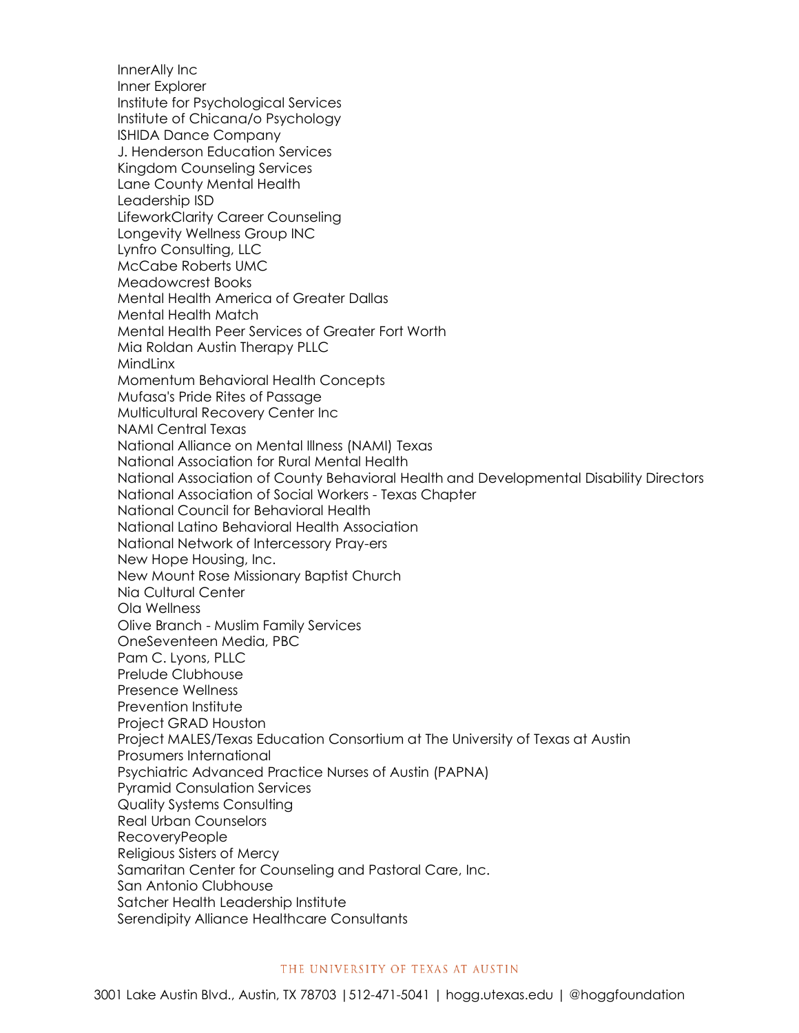InnerAlly Inc
Inner Explorer
Institute for Psychological Services
Institute of Chicana/o Psychology
ISHIDA Dance Company
J. Henderson Education Services
Kingdom Counseling Services
Lane County Mental Health
Leadership ISD
LifeworkClarity Career Counseling
Longevity Wellness Group INC
Lynfro Consulting, LLC
McCabe Roberts UMC
Meadowcrest Books
Mental Health America of Greater Dallas
Mental Health Match
Mental Health Peer Services of Greater Fort Worth
Mia Roldan Austin Therapy PLLC
MindLinx
Momentum Behavioral Health Concepts
Mufasa's Pride Rites of Passage
Multicultural Recovery Center Inc
NAMI Central Texas
National Alliance on Mental Illness (NAMI) Texas
National Association for Rural Mental Health
National Association of County Behavioral Health and Developmental Disability Directors
National Association of Social Workers - Texas Chapter
National Council for Behavioral Health
National Latino Behavioral Health Association
National Network of Intercessory Pray-ers
New Hope Housing, Inc.
New Mount Rose Missionary Baptist Church
Nia Cultural Center
Ola Wellness
Olive Branch - Muslim Family Services
OneSeventeen Media, PBC
Pam C. Lyons, PLLC
Prelude Clubhouse
Presence Wellness
Prevention Institute
Project GRAD Houston
Project MALES/Texas Education Consortium at The University of Texas at Austin
Prosumers International
Psychiatric Advanced Practice Nurses of Austin (PAPNA)
Pyramid Consulation Services
Quality Systems Consulting
Real Urban Counselors
RecoveryPeople
Religious Sisters of Mercy
Samaritan Center for Counseling and Pastoral Care, Inc.
San Antonio Clubhouse
Satcher Health Leadership Institute
Serendipity Alliance Healthcare Consultants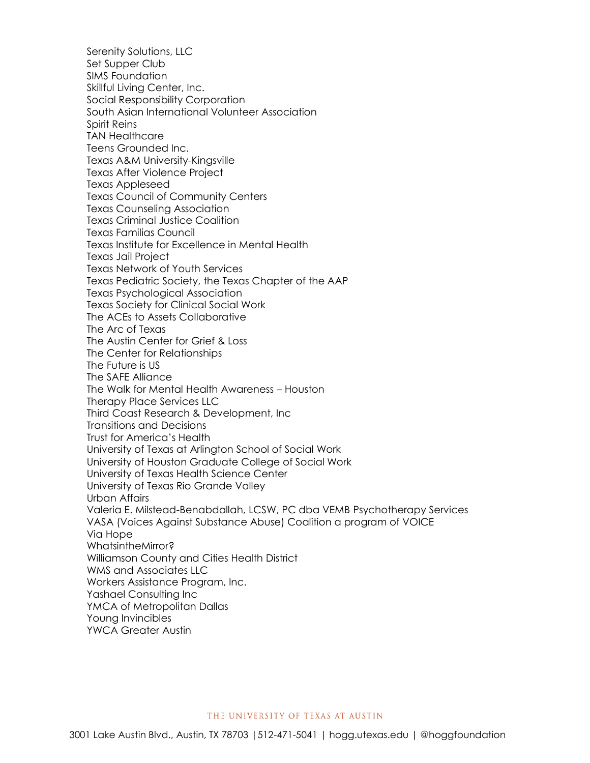Serenity Solutions, LLC
Set Supper Club
SIMS Foundation
Skillful Living Center, Inc.
Social Responsibility Corporation
South Asian International Volunteer Association
Spirit Reins
TAN Healthcare
Teens Grounded Inc.
Texas A&M University-Kingsville
Texas After Violence Project
Texas Appleseed
Texas Council of Community Centers
Texas Counseling Association
Texas Criminal Justice Coalition
Texas Familias Council
Texas Institute for Excellence in Mental Health
Texas Jail Project
Texas Network of Youth Services
Texas Pediatric Society, the Texas Chapter of the AAP
Texas Psychological Association
Texas Society for Clinical Social Work
The ACEs to Assets Collaborative
The Arc of Texas
The Austin Center for Grief & Loss
The Center for Relationships
The Future is US
The SAFE Alliance
The Walk for Mental Health Awareness – Houston
Therapy Place Services LLC
Third Coast Research & Development, Inc
Transitions and Decisions
Trust for America's Health
University of Texas at Arlington School of Social Work
University of Houston Graduate College of Social Work
University of Texas Health Science Center
University of Texas Rio Grande Valley
Urban Affairs
Valeria E. Milstead-Benabdallah, LCSW, PC dba VEMB Psychotherapy Services
VASA (Voices Against Substance Abuse) Coalition a program of VOICE
Via Hope
WhatsintheMirror?
Williamson County and Cities Health District
WMS and Associates LLC
Workers Assistance Program, Inc.
Yashael Consulting Inc
YMCA of Metropolitan Dallas
Young Invincibles
YWCA Greater Austin